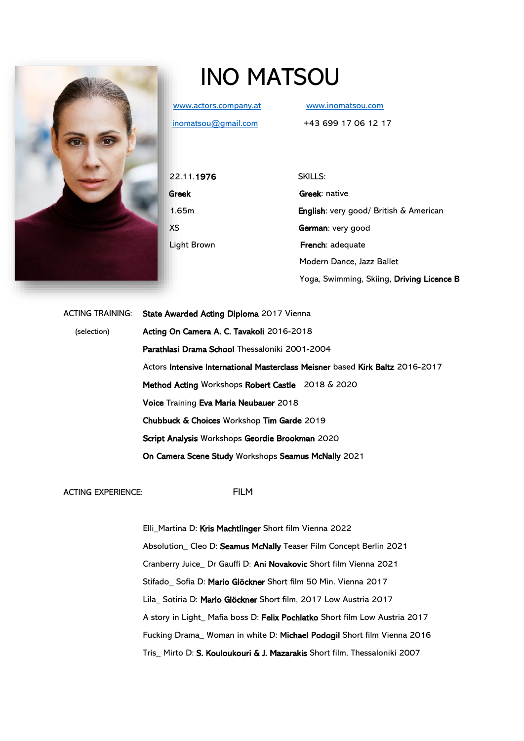# INO MATSOU

www.actors.company.at

www.inomatsou.com

inomatsou@gmail.com

+43 699 17 06 12 17

22.11.**1976**

**Greek**

1.65m

XS

Light Brown

SKILLS:

**Greek**: native

**English**: very good/ British & American

**German**: very good

**French**: adequate

Modern Dance, Jazz Ballet

Yoga, Swimming, Skiing, **Driving Licence B**

ACTING TRAINING: (selection)

**State Awarded Acting Diploma** 2017 Vienna

**Acting On Camera A. C. Tavakoli** 2016-2018

**Parathlasi Drama School** Thessaloniki 2001-2004

Actors **Intensive International Masterclass Meisner** based **Kirk Baltz** 2016-2017

**Method Acting** Workshops **Robert Castle** 2018 & 2020

**Voice** Training **Eva Maria Neubauer** 2018

**Chubbuck & Choices** Workshop **Tim Garde** 2019

**Script Analysis** Workshops **Geordie Brookman** 2020

**On Camera Scene Study** Workshops **Seamus McNally** 2021

ACTING EXPERIENCE:

FILM

Elli_Martina D: **Kris Machtlinger** Short film Vienna 2022

Absolution_ Cleo D: **Seamus McNally** Teaser Film Concept Berlin 2021

Cranberry Juice_ Dr Gauffi D: **Ani Novakovic** Short film Vienna 2021

Stifado_ Sofia D: **Mario Glöckner** Short film 50 Min. Vienna 2017

Lila_ Sotiria D: **Mario Glöckner** Short film, 2017 Low Austria 2017

A story in Light_ Mafia boss D: **Felix Pochlatko** Short film Low Austria 2017

Fucking Drama_ Woman in white D: **Michael Podogil** Short film Vienna 2016

Tris_ Mirto D: **S. Kouloukouri & J. Mazarakis** Short film, Thessaloniki 2007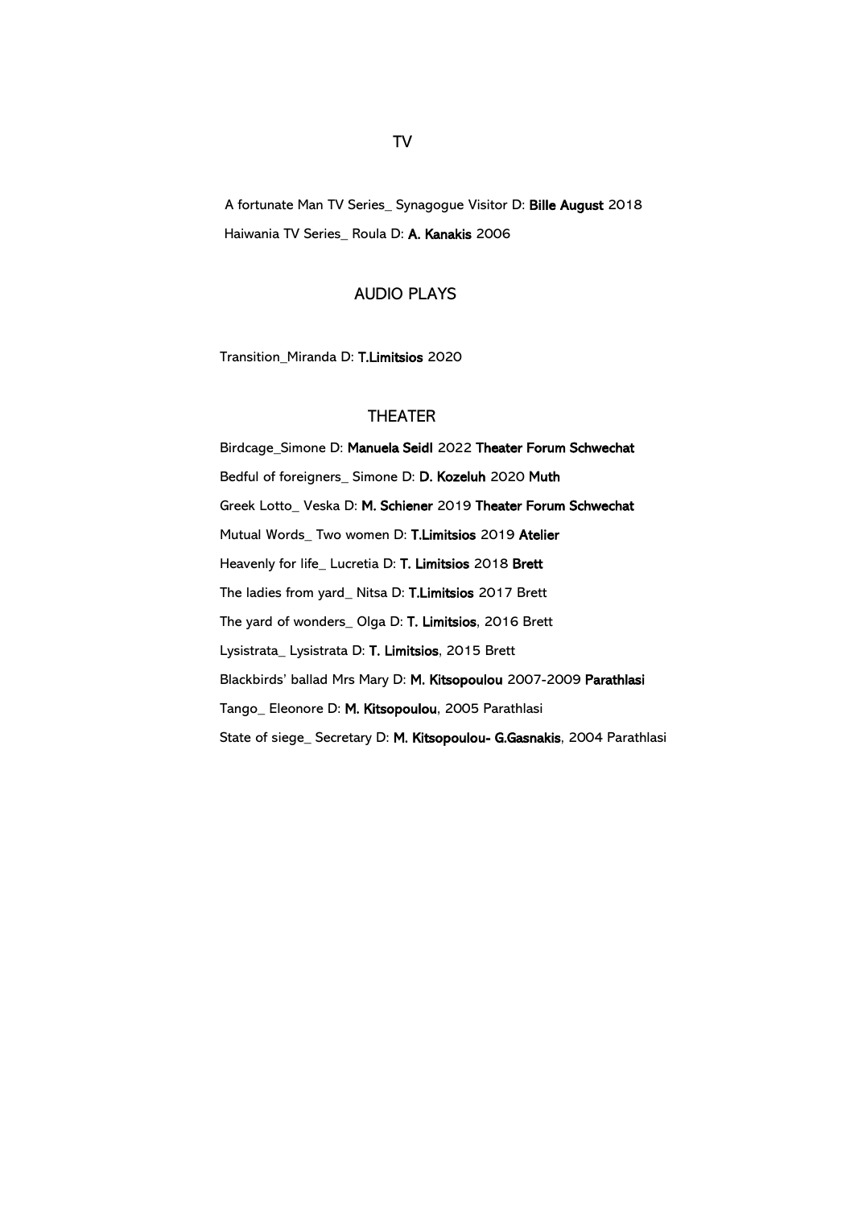## TV

A fortunate Man TV Series_ Synagogue Visitor D: **Bille August** 2018

Haiwania TV Series_ Roula D: **A. Kanakis** 2006

## AUDIO PLAYS

Transition_Miranda D: **T.Limitsios** 2020

## THEATER

Birdcage_Simone D: **Manuela Seidl** 2022 **Theater Forum Schwechat**

Bedful of foreigners_ Simone D: **D. Kozeluh** 2020 **Muth**

Greek Lotto_ Veska D: **M. Schiener** 2019 **Theater Forum Schwechat**

Mutual Words_ Two women D: **T.Limitsios** 2019 **Atelier**

Heavenly for life_ Lucretia D: **T. Limitsios** 2018 **Brett**

The ladies from yard_ Nitsa D: **T.Limitsios** 2017 Brett

The yard of wonders_ Olga D: **T. Limitsios**, 2016 Brett

Lysistrata_ Lysistrata D: **T. Limitsios**, 2015 Brett

Blackbirds' ballad Mrs Mary D: **M. Kitsopoulou** 2007-2009 **Parathlasi**

Tango_ Eleonore D: **M. Kitsopoulou**, 2005 Parathlasi

State of siege_ Secretary D: **M. Kitsopoulou- G.Gasnakis**, 2004 Parathlasi